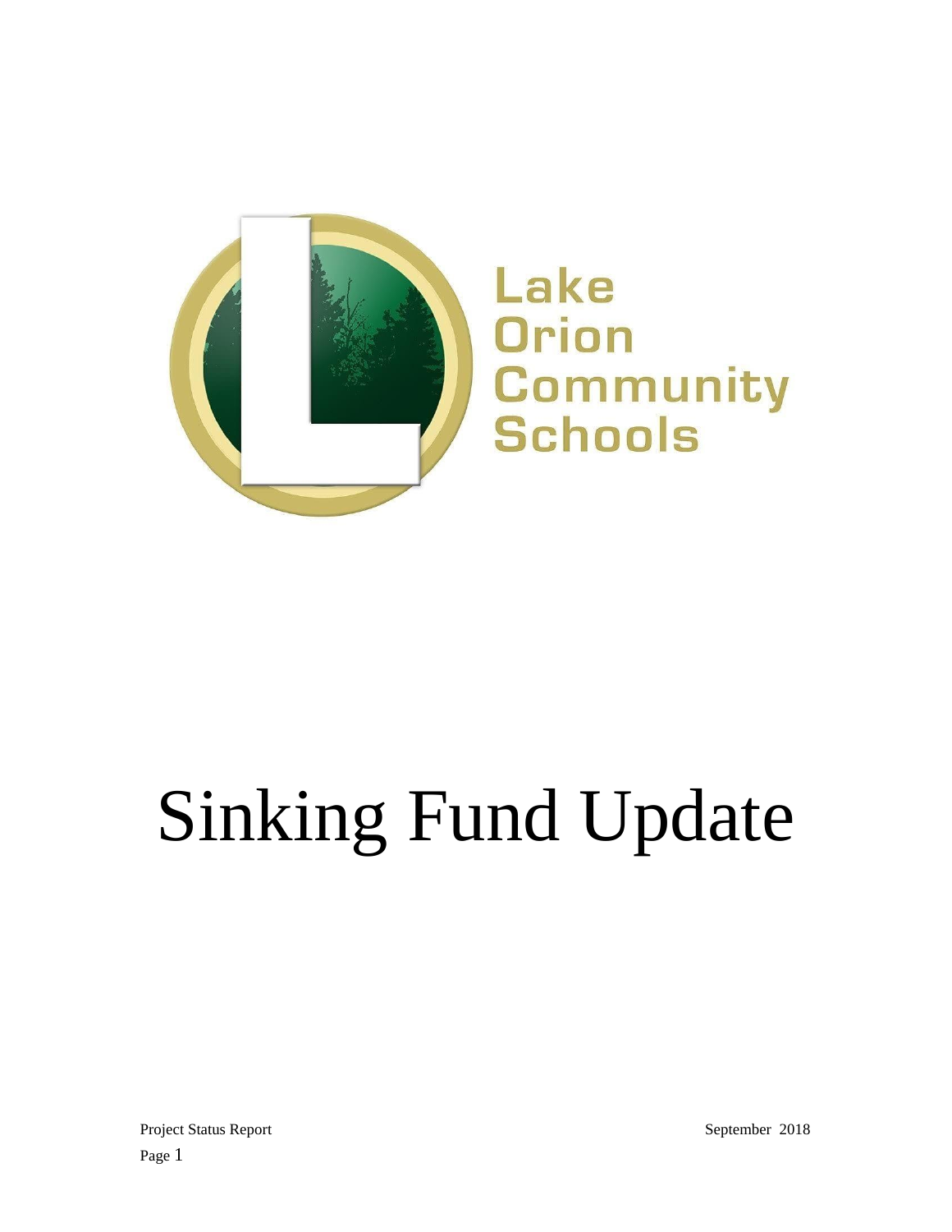Lake Orion Community Schools

# Sinking Fund Update

Project Status Report

September 2018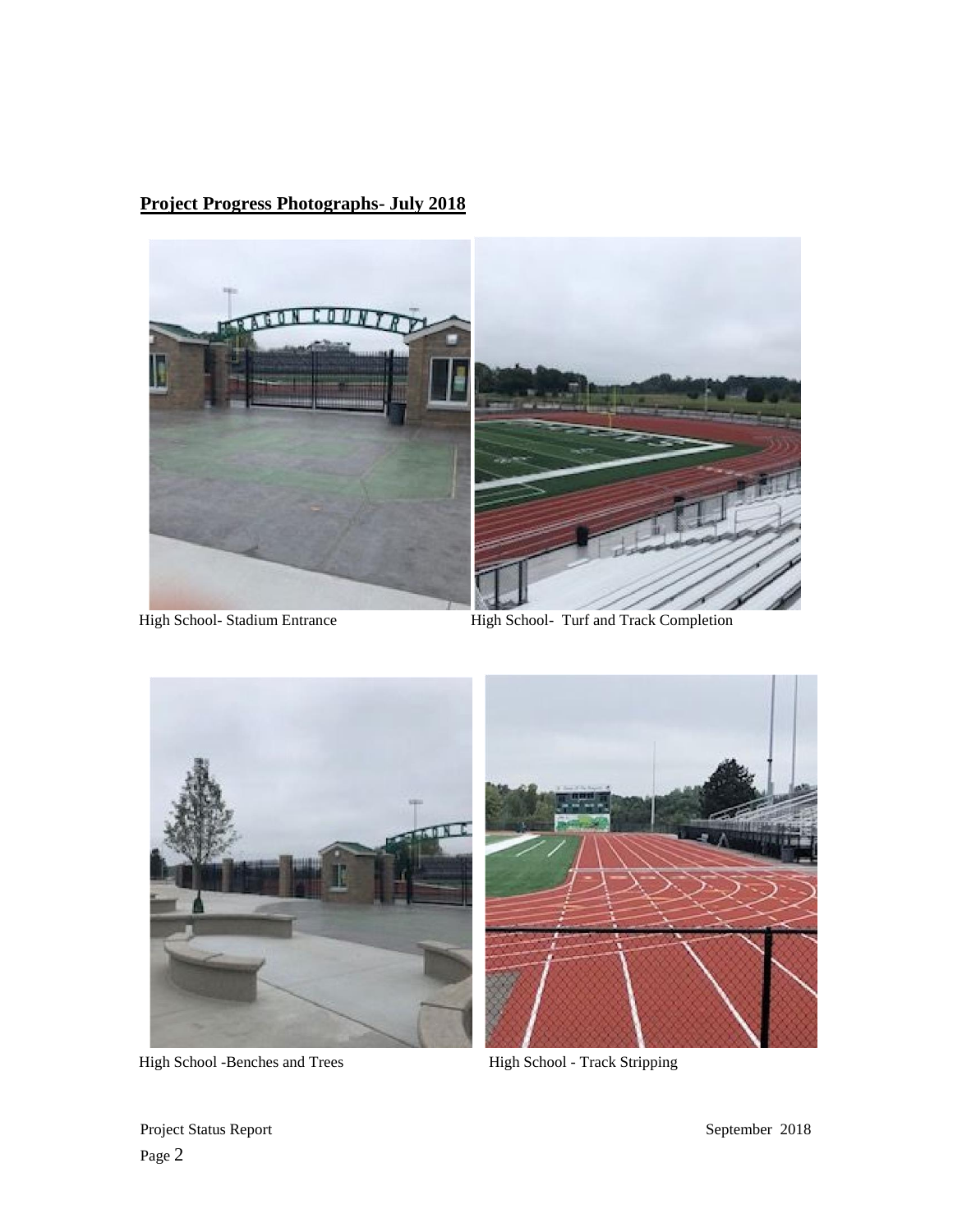## Project Progress Photographs- July 2018

High School- Stadium Entrance

High School- Turf and Track Completion

High School -Benches and Trees

High School - Track Stripping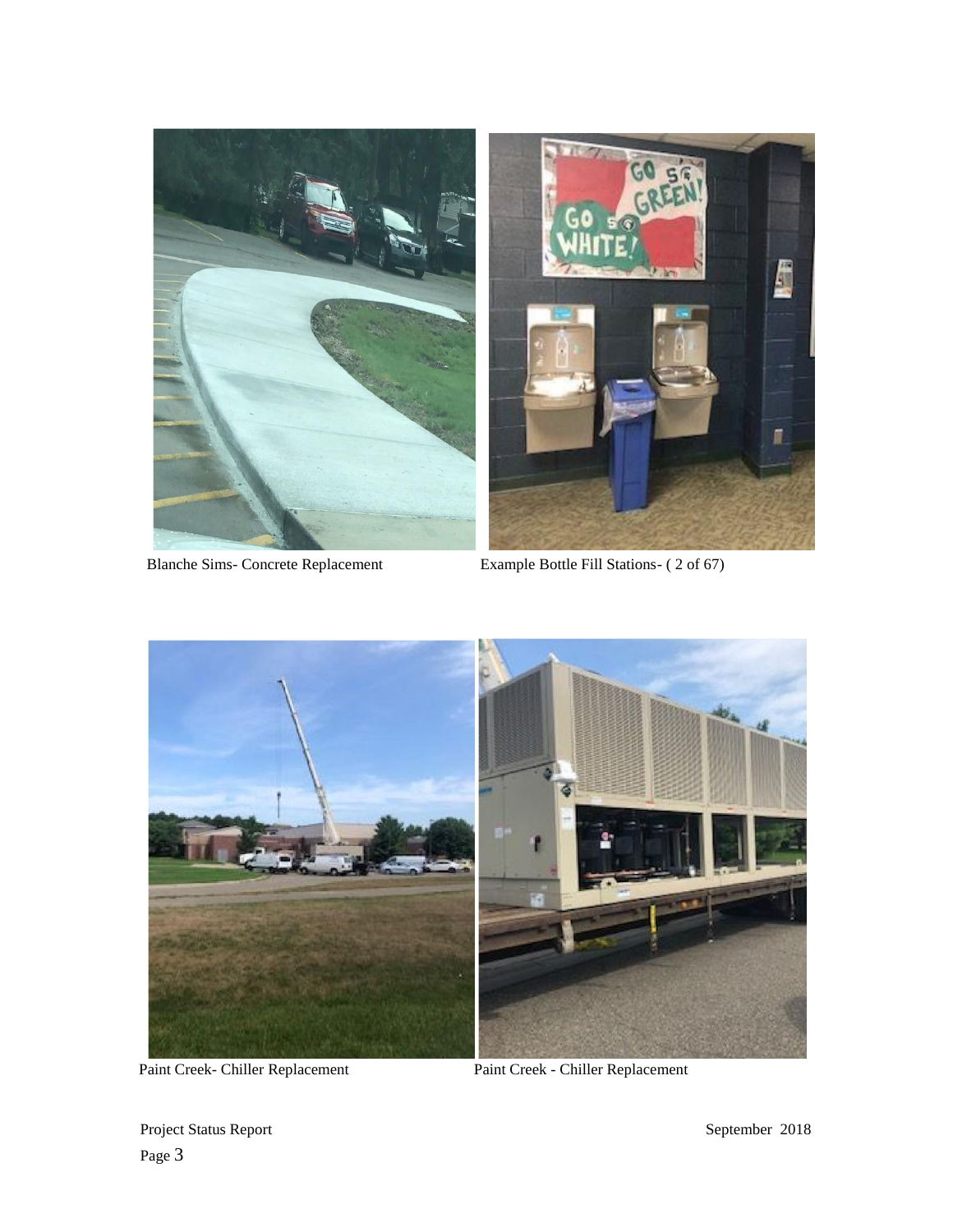Blanche Sims- Concrete Replacement

Example Bottle Fill Stations- ( 2 of 67)

Paint Creek- Chiller Replacement

Paint Creek - Chiller Replacement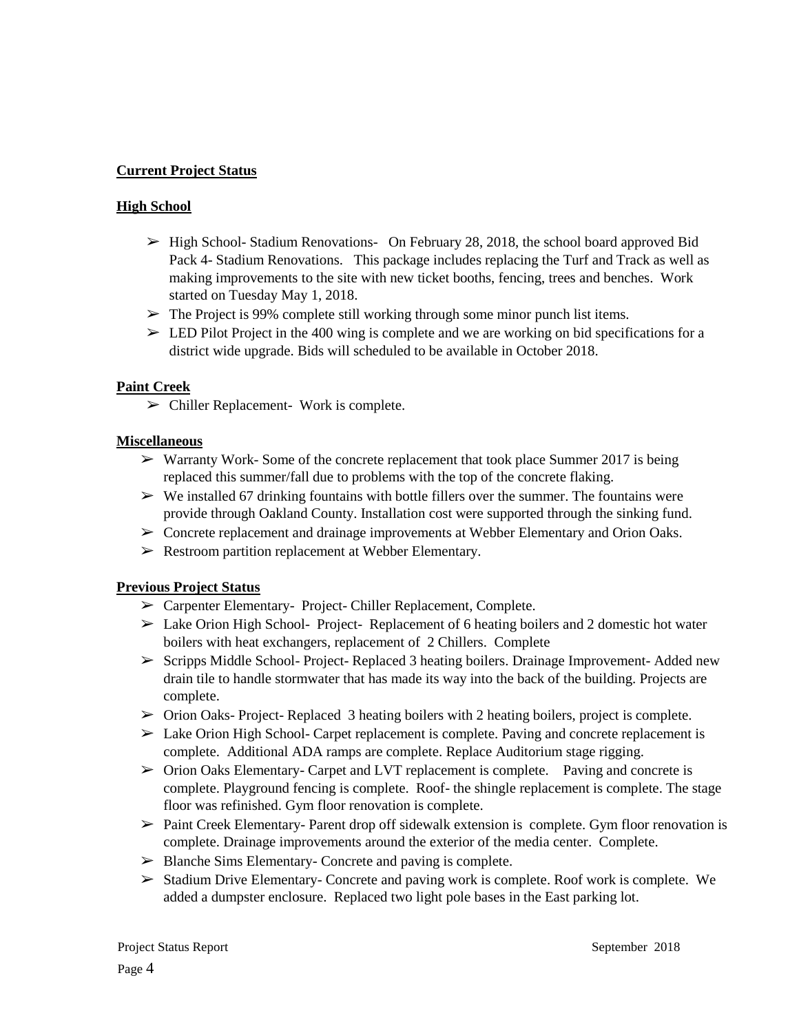## Current Project Status

### High School

- ➢ High School- Stadium Renovations- On February 28, 2018, the school board approved Bid Pack 4- Stadium Renovations. This package includes replacing the Turf and Track as well as making improvements to the site with new ticket booths, fencing, trees and benches. Work started on Tuesday May 1, 2018.
- ➢ The Project is 99% complete still working through some minor punch list items.
- ➢ LED Pilot Project in the 400 wing is complete and we are working on bid specifications for a district wide upgrade. Bids will scheduled to be available in October 2018.

### Paint Creek

- ➢ Chiller Replacement- Work is complete.

### Miscellaneous

- ➢ Warranty Work- Some of the concrete replacement that took place Summer 2017 is being replaced this summer/fall due to problems with the top of the concrete flaking.
- ➢ We installed 67 drinking fountains with bottle fillers over the summer. The fountains were provide through Oakland County. Installation cost were supported through the sinking fund.
- ➢ Concrete replacement and drainage improvements at Webber Elementary and Orion Oaks.
- ➢ Restroom partition replacement at Webber Elementary.

## Previous Project Status

- ➢ Carpenter Elementary- Project- Chiller Replacement, Complete.
- ➢ Lake Orion High School- Project- Replacement of 6 heating boilers and 2 domestic hot water boilers with heat exchangers, replacement of 2 Chillers. Complete
- ➢ Scripps Middle School- Project- Replaced 3 heating boilers. Drainage Improvement- Added new drain tile to handle stormwater that has made its way into the back of the building. Projects are complete.
- ➢ Orion Oaks- Project- Replaced 3 heating boilers with 2 heating boilers, project is complete.
- ➢ Lake Orion High School- Carpet replacement is complete. Paving and concrete replacement is complete. Additional ADA ramps are complete. Replace Auditorium stage rigging.
- ➢ Orion Oaks Elementary- Carpet and LVT replacement is complete. Paving and concrete is complete. Playground fencing is complete. Roof- the shingle replacement is complete. The stage floor was refinished. Gym floor renovation is complete.
- ➢ Paint Creek Elementary- Parent drop off sidewalk extension is complete. Gym floor renovation is complete. Drainage improvements around the exterior of the media center. Complete.
- ➢ Blanche Sims Elementary- Concrete and paving is complete.
- ➢ Stadium Drive Elementary- Concrete and paving work is complete. Roof work is complete. We added a dumpster enclosure. Replaced two light pole bases in the East parking lot.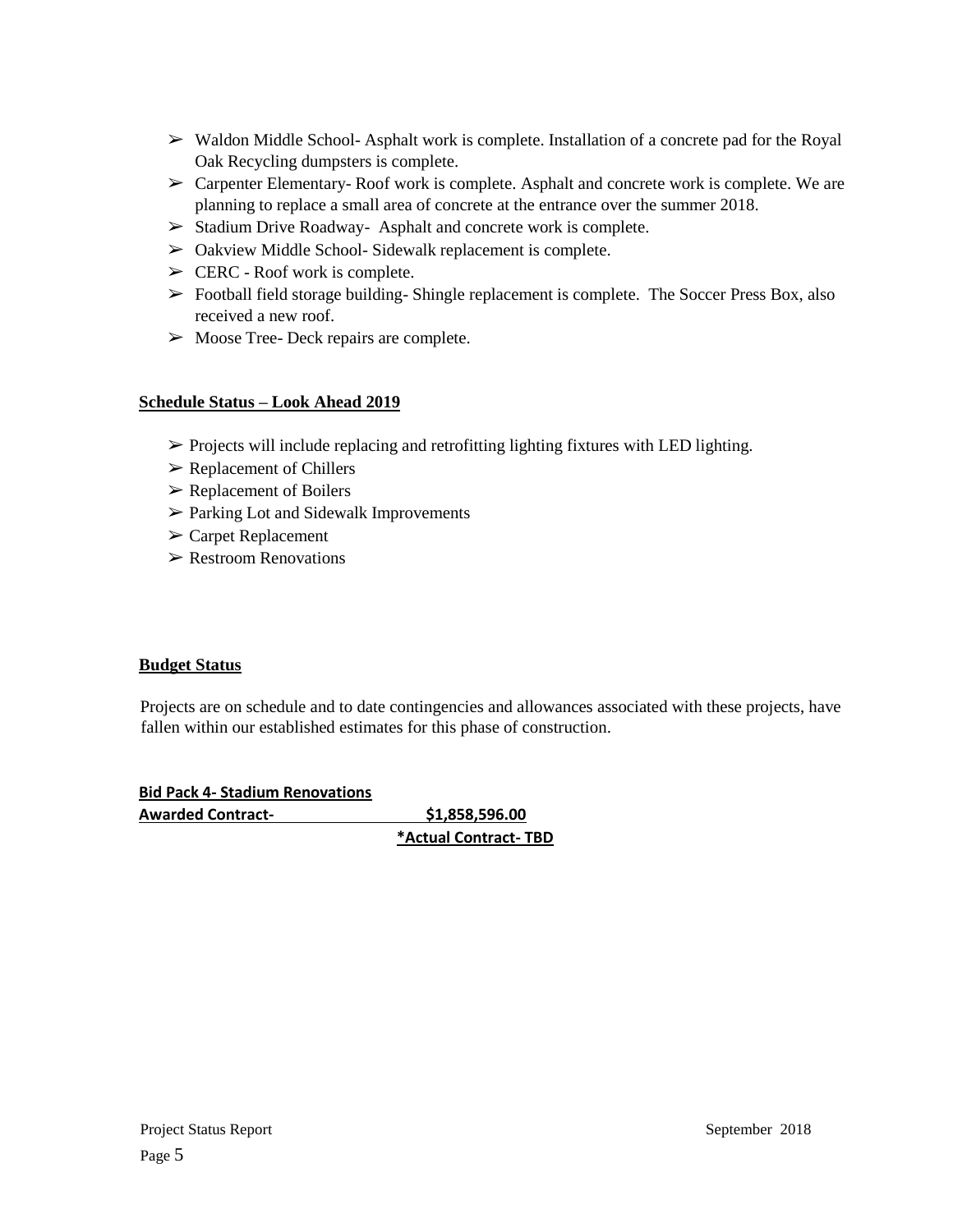- ➢ Waldon Middle School- Asphalt work is complete. Installation of a concrete pad for the Royal Oak Recycling dumpsters is complete.
- ➢ Carpenter Elementary- Roof work is complete. Asphalt and concrete work is complete. We are planning to replace a small area of concrete at the entrance over the summer 2018.
- ➢ Stadium Drive Roadway- Asphalt and concrete work is complete.
- ➢ Oakview Middle School- Sidewalk replacement is complete.
- ➢ CERC - Roof work is complete.
- ➢ Football field storage building- Shingle replacement is complete. The Soccer Press Box, also received a new roof.
- ➢ Moose Tree- Deck repairs are complete.

**Schedule Status – Look Ahead 2019**

- ➢ Projects will include replacing and retrofitting lighting fixtures with LED lighting.
- ➢ Replacement of Chillers
- ➢ Replacement of Boilers
- ➢ Parking Lot and Sidewalk Improvements
- ➢ Carpet Replacement
- ➢ Restroom Renovations

**Budget Status**

Projects are on schedule and to date contingencies and allowances associated with these projects, have fallen within our established estimates for this phase of construction.

**Bid Pack 4- Stadium Renovations**

**Awarded Contract- $1,858,596.00**

**\*Actual Contract- TBD**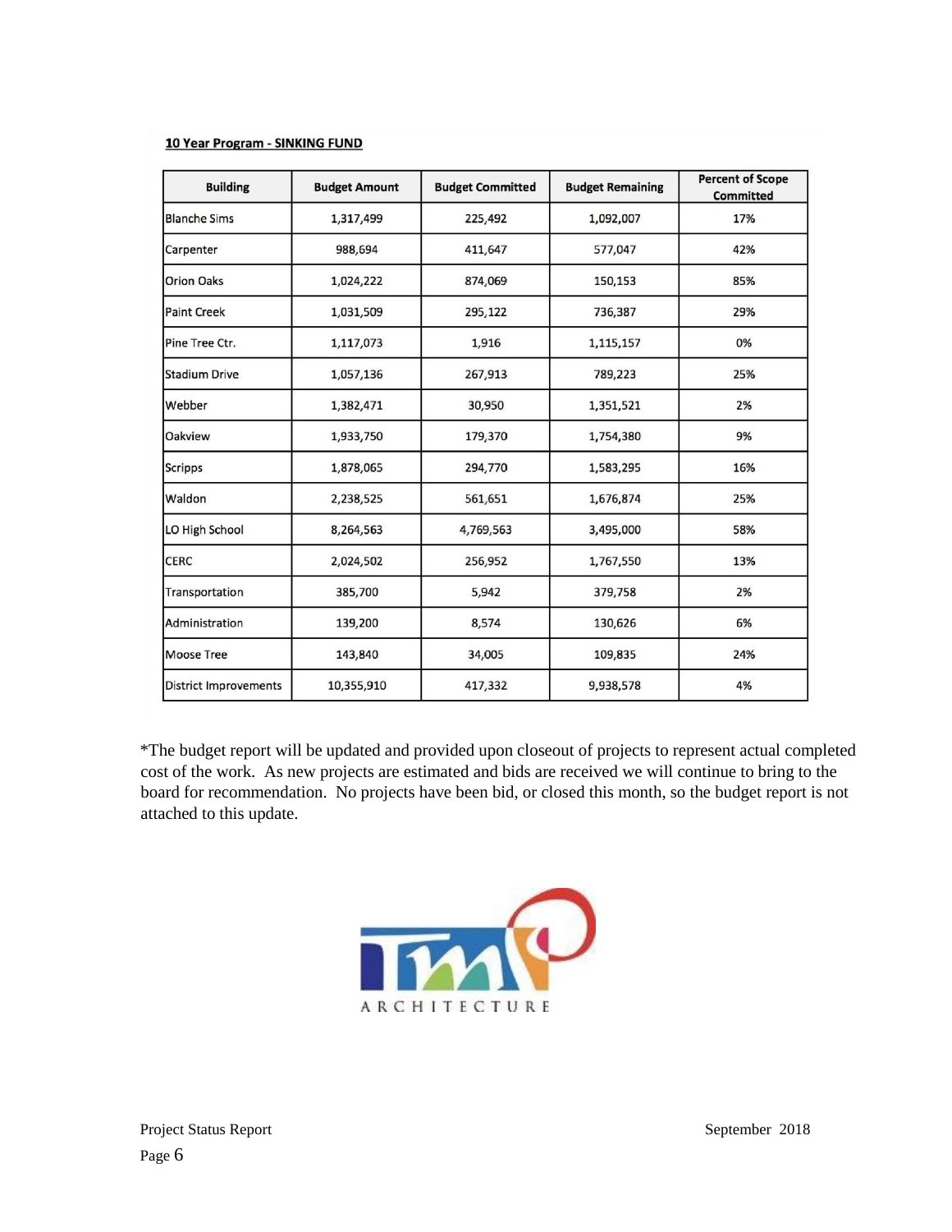**10 Year Program - SINKING FUND**

| Building | Budget Amount | Budget Committed | Budget Remaining | Percent of Scope Committed |
|---|---|---|---|---|
| Blanche Sims | 1,317,499 | 225,492 | 1,092,007 | 17% |
| Carpenter | 988,694 | 411,647 | 577,047 | 42% |
| Orion Oaks | 1,024,222 | 874,069 | 150,153 | 85% |
| Paint Creek | 1,031,509 | 295,122 | 736,387 | 29% |
| Pine Tree Ctr. | 1,117,073 | 1,916 | 1,115,157 | 0% |
| Stadium Drive | 1,057,136 | 267,913 | 789,223 | 25% |
| Webber | 1,382,471 | 30,950 | 1,351,521 | 2% |
| Oakview | 1,933,750 | 179,370 | 1,754,380 | 9% |
| Scripps | 1,878,065 | 294,770 | 1,583,295 | 16% |
| Waldon | 2,238,525 | 561,651 | 1,676,874 | 25% |
| LO High School | 8,264,563 | 4,769,563 | 3,495,000 | 58% |
| CERC | 2,024,502 | 256,952 | 1,767,550 | 13% |
| Transportation | 385,700 | 5,942 | 379,758 | 2% |
| Administration | 139,200 | 8,574 | 130,626 | 6% |
| Moose Tree | 143,840 | 34,005 | 109,835 | 24% |
| District Improvements | 10,355,910 | 417,332 | 9,938,578 | 4% |

*The budget report will be updated and provided upon closeout of projects to represent actual completed cost of the work. As new projects are estimated and bids are received we will continue to bring to the board for recommendation. No projects have been bid, or closed this month, so the budget report is not attached to this update.

TMP ARCHITECTURE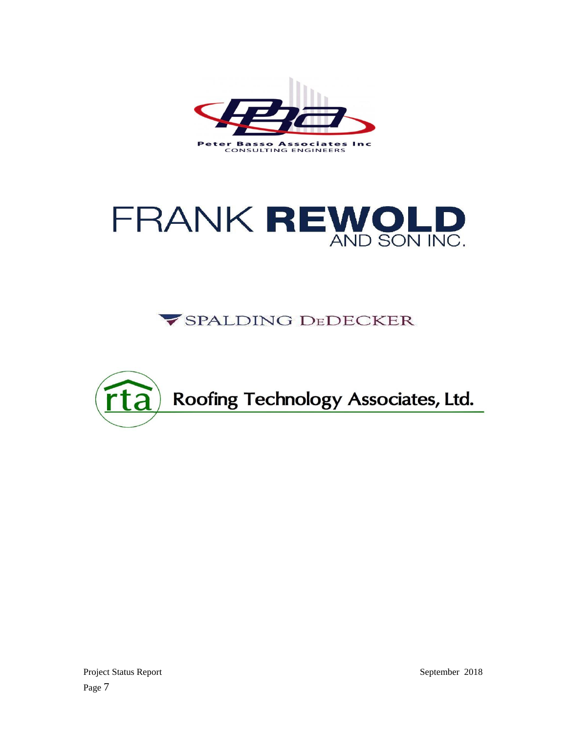Peter Basso Associates Inc
CONSULTING ENGINEERS

FRANK REWOLD AND SON INC.

SPALDING DEDECKER

rta Roofing Technology Associates, Ltd.